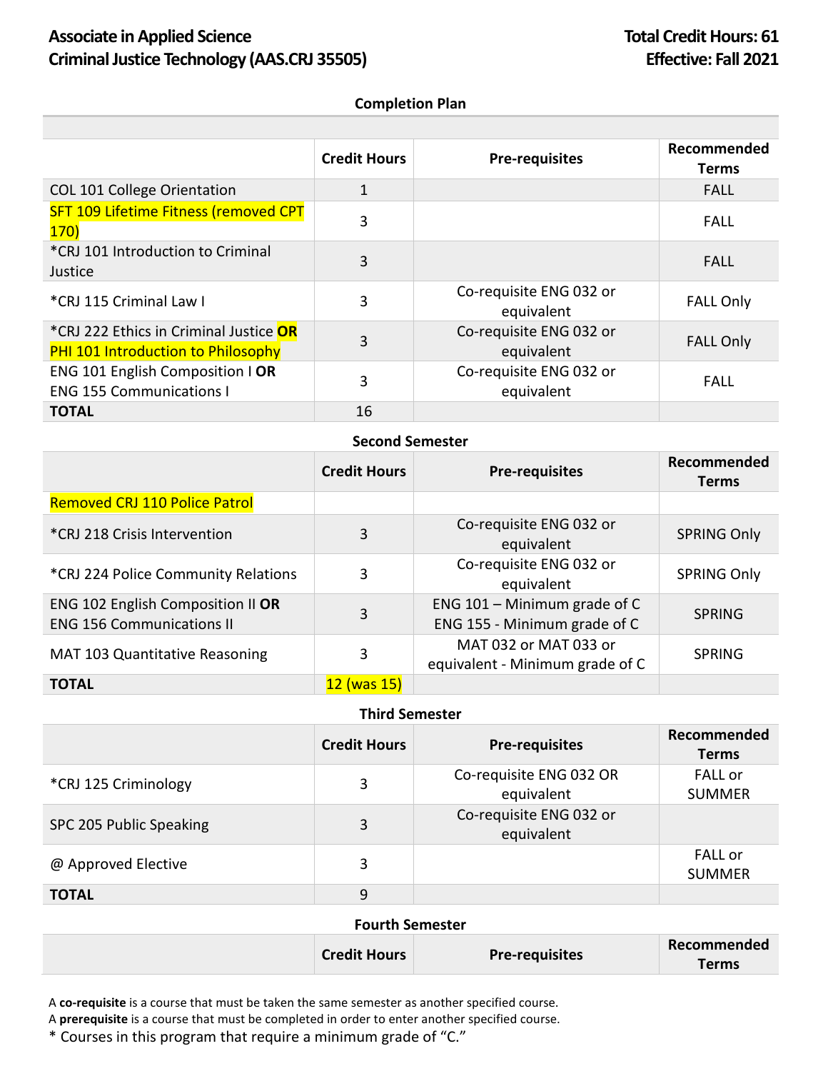**Associate in Applied Science**
**Criminal Justice Technology (AAS.CRJ 35505)**

**Total Credit Hours: 61**
**Effective: Fall 2021**

### Completion Plan

| | Credit Hours | Pre-requisites | Recommended Terms |
|---|---|---|---|
| COL 101 College Orientation | 1 | | FALL |
| SFT 109 Lifetime Fitness (removed CPT 170) | 3 | | FALL |
| *CRJ 101 Introduction to Criminal Justice | 3 | | FALL |
| *CRJ 115 Criminal Law I | 3 | Co-requisite ENG 032 or equivalent | FALL Only |
| *CRJ 222 Ethics in Criminal Justice **OR** PHI 101 Introduction to Philosophy | 3 | Co-requisite ENG 032 or equivalent | FALL Only |
| ENG 101 English Composition I **OR** ENG 155 Communications I | 3 | Co-requisite ENG 032 or equivalent | FALL |
| **TOTAL** | 16 | | |

### Second Semester

| | Credit Hours | Pre-requisites | Recommended Terms |
|---|---|---|---|
| Removed CRJ 110 Police Patrol | | | |
| *CRJ 218 Crisis Intervention | 3 | Co-requisite ENG 032 or equivalent | SPRING Only |
| *CRJ 224 Police Community Relations | 3 | Co-requisite ENG 032 or equivalent | SPRING Only |
| ENG 102 English Composition II **OR** ENG 156 Communications II | 3 | ENG 101 – Minimum grade of C<br>ENG 155 - Minimum grade of C | SPRING |
| MAT 103 Quantitative Reasoning | 3 | MAT 032 or MAT 033 or equivalent - Minimum grade of C | SPRING |
| **TOTAL** | 12 (was 15) | | |

### Third Semester

| | Credit Hours | Pre-requisites | Recommended Terms |
|---|---|---|---|
| *CRJ 125 Criminology | 3 | Co-requisite ENG 032 OR equivalent | FALL or SUMMER |
| SPC 205 Public Speaking | 3 | Co-requisite ENG 032 or equivalent | |
| @ Approved Elective | 3 | | FALL or SUMMER |
| **TOTAL** | 9 | | |

### Fourth Semester

| | Credit Hours | Pre-requisites | Recommended Terms |
|---|---|---|---|

A **co-requisite** is a course that must be taken the same semester as another specified course.
A **prerequisite** is a course that must be completed in order to enter another specified course.
* Courses in this program that require a minimum grade of "C."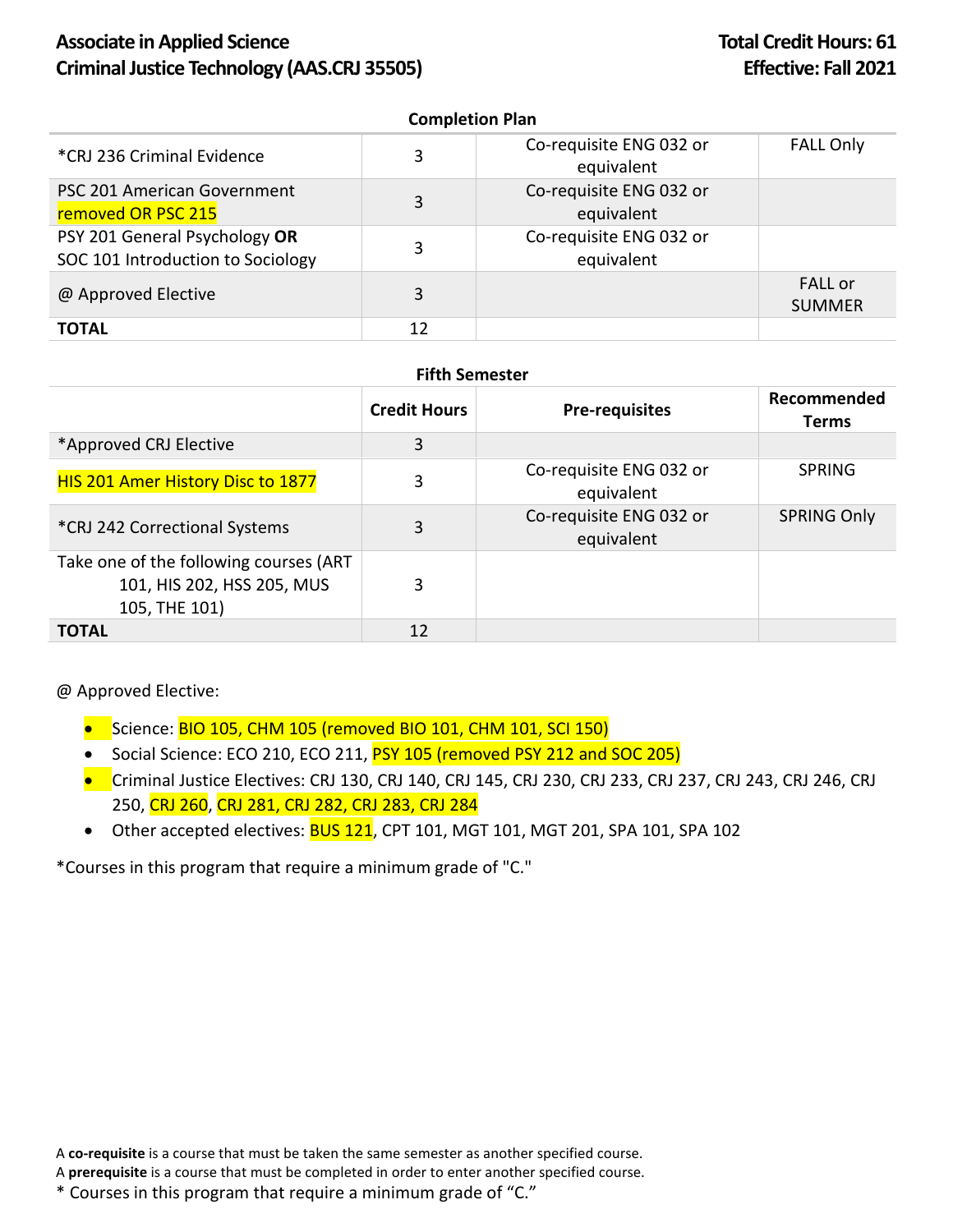## Associate in Applied Science
## Criminal Justice Technology (AAS.CRJ 35505)

**Total Credit Hours: 61**
**Effective: Fall 2021**

**Completion Plan**

| | | | |
|---|---|---|---|
| *CRJ 236 Criminal Evidence | 3 | Co-requisite ENG 032 or equivalent | FALL Only |
| PSC 201 American Government removed OR PSC 215 | 3 | Co-requisite ENG 032 or equivalent | |
| PSY 201 General Psychology **OR** SOC 101 Introduction to Sociology | 3 | Co-requisite ENG 032 or equivalent | |
| @ Approved Elective | 3 | | FALL or SUMMER |
| **TOTAL** | 12 | | |

**Fifth Semester**

| | Credit Hours | Pre-requisites | Recommended Terms |
|---|---|---|---|
| *Approved CRJ Elective | 3 | | |
| HIS 201 Amer History Disc to 1877 | 3 | Co-requisite ENG 032 or equivalent | SPRING |
| *CRJ 242 Correctional Systems | 3 | Co-requisite ENG 032 or equivalent | SPRING Only |
| Take one of the following courses (ART 101, HIS 202, HSS 205, MUS 105, THE 101) | 3 | | |
| **TOTAL** | 12 | | |

@ Approved Elective:

- Science: BIO 105, CHM 105 (removed BIO 101, CHM 101, SCI 150)
- Social Science: ECO 210, ECO 211, PSY 105 (removed PSY 212 and SOC 205)
- Criminal Justice Electives: CRJ 130, CRJ 140, CRJ 145, CRJ 230, CRJ 233, CRJ 237, CRJ 243, CRJ 246, CRJ 250, CRJ 260, CRJ 281, CRJ 282, CRJ 283, CRJ 284
- Other accepted electives: BUS 121, CPT 101, MGT 101, MGT 201, SPA 101, SPA 102

*Courses in this program that require a minimum grade of "C."

A **co-requisite** is a course that must be taken the same semester as another specified course.
A **prerequisite** is a course that must be completed in order to enter another specified course.
* Courses in this program that require a minimum grade of "C."